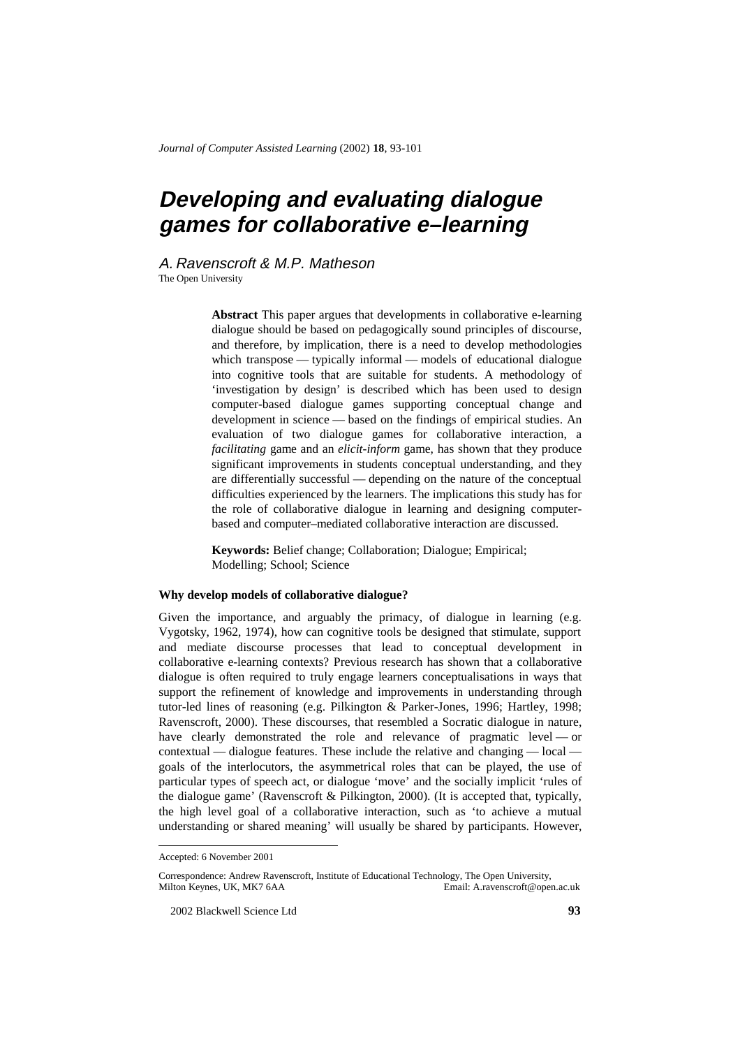# Developing and evaluating dialogue games for collaborative e–learning

*A. Ravenscroft & M.P. Matheson*

The Open University

**Abstract** This paper argues that developments in collaborative e-learning dialogue should be based on pedagogically sound principles of discourse, and therefore, by implication, there is a need to develop methodologies which transpose — typically informal — models of educational dialogue into cognitive tools that are suitable for students. A methodology of 'investigation by design' is described which has been used to design computer-based dialogue games supporting conceptual change and development in science — based on the findings of empirical studies. An evaluation of two dialogue games for collaborative interaction, a *facilitating* game and an *elicit-inform* game, has shown that they produce significant improvements in students conceptual understanding, and they are differentially successful — depending on the nature of the conceptual difficulties experienced by the learners. The implications this study has for the role of collaborative dialogue in learning and designing computer-based and computer–mediated collaborative interaction are discussed.

**Keywords:** Belief change; Collaboration; Dialogue; Empirical; Modelling; School; Science

## Why develop models of collaborative dialogue?

Given the importance, and arguably the primacy, of dialogue in learning (e.g. Vygotsky, 1962, 1974), how can cognitive tools be designed that stimulate, support and mediate discourse processes that lead to conceptual development in collaborative e-learning contexts? Previous research has shown that a collaborative dialogue is often required to truly engage learners conceptualisations in ways that support the refinement of knowledge and improvements in understanding through tutor-led lines of reasoning (e.g. Pilkington & Parker-Jones, 1996; Hartley, 1998; Ravenscroft, 2000). These discourses, that resembled a Socratic dialogue in nature, have clearly demonstrated the role and relevance of pragmatic level — or contextual — dialogue features. These include the relative and changing — local — goals of the interlocutors, the asymmetrical roles that can be played, the use of particular types of speech act, or dialogue 'move' and the socially implicit 'rules of the dialogue game' (Ravenscroft & Pilkington, 2000). (It is accepted that, typically, the high level goal of a collaborative interaction, such as 'to achieve a mutual understanding or shared meaning' will usually be shared by participants. However,

---

Accepted: 6 November 2001

Correspondence: Andrew Ravenscroft, Institute of Educational Technology, The Open University, Milton Keynes, UK, MK7 6AA Email: A.ravenscroft@open.ac.uk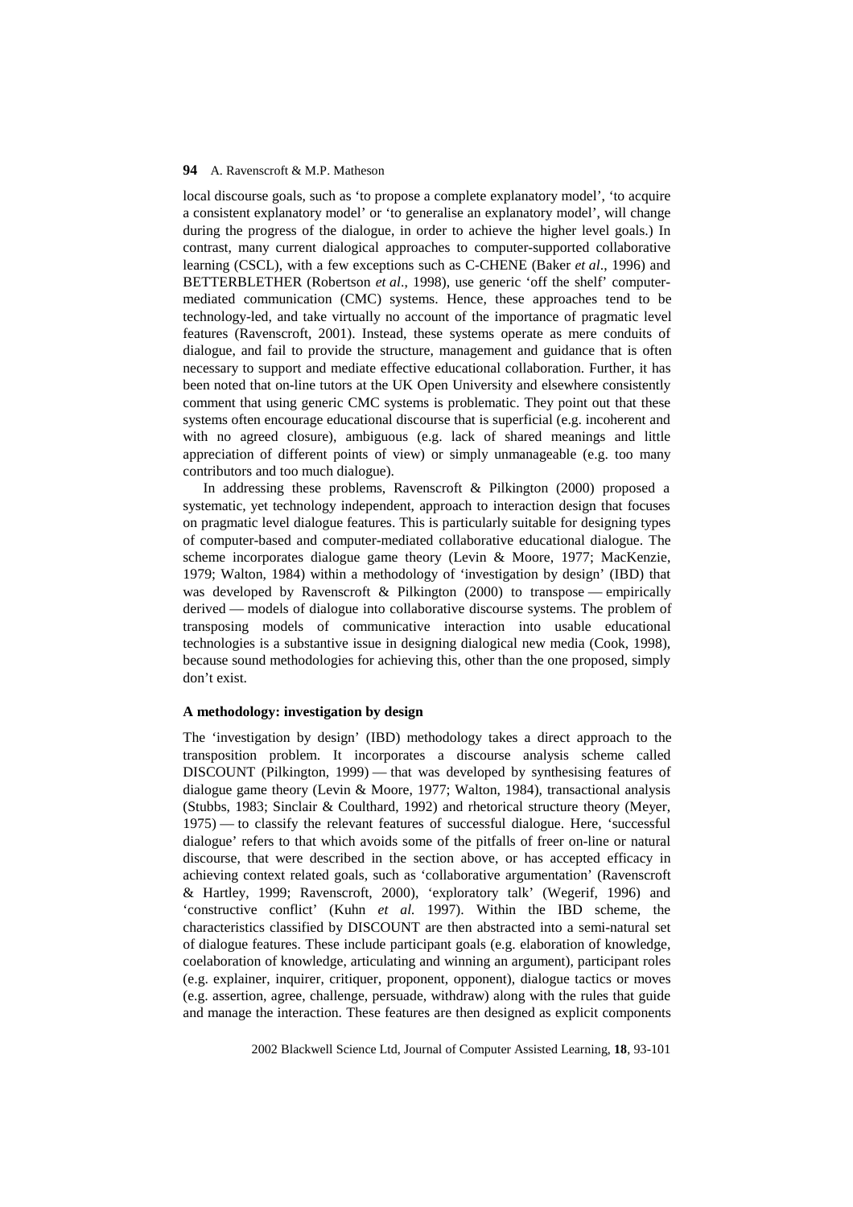local discourse goals, such as 'to propose a complete explanatory model', 'to acquire a consistent explanatory model' or 'to generalise an explanatory model', will change during the progress of the dialogue, in order to achieve the higher level goals.) In contrast, many current dialogical approaches to computer-supported collaborative learning (CSCL), with a few exceptions such as C-CHENE (Baker *et al*., 1996) and BETTERBLETHER (Robertson *et al*., 1998), use generic 'off the shelf' computer-mediated communication (CMC) systems. Hence, these approaches tend to be technology-led, and take virtually no account of the importance of pragmatic level features (Ravenscroft, 2001). Instead, these systems operate as mere conduits of dialogue, and fail to provide the structure, management and guidance that is often necessary to support and mediate effective educational collaboration. Further, it has been noted that on-line tutors at the UK Open University and elsewhere consistently comment that using generic CMC systems is problematic. They point out that these systems often encourage educational discourse that is superficial (e.g. incoherent and with no agreed closure), ambiguous (e.g. lack of shared meanings and little appreciation of different points of view) or simply unmanageable (e.g. too many contributors and too much dialogue).

In addressing these problems, Ravenscroft & Pilkington (2000) proposed a systematic, yet technology independent, approach to interaction design that focuses on pragmatic level dialogue features. This is particularly suitable for designing types of computer-based and computer-mediated collaborative educational dialogue. The scheme incorporates dialogue game theory (Levin & Moore, 1977; MacKenzie, 1979; Walton, 1984) within a methodology of 'investigation by design' (IBD) that was developed by Ravenscroft & Pilkington (2000) to transpose — empirically derived — models of dialogue into collaborative discourse systems. The problem of transposing models of communicative interaction into usable educational technologies is a substantive issue in designing dialogical new media (Cook, 1998), because sound methodologies for achieving this, other than the one proposed, simply don't exist.

### A methodology: investigation by design

The 'investigation by design' (IBD) methodology takes a direct approach to the transposition problem. It incorporates a discourse analysis scheme called DISCOUNT (Pilkington, 1999) — that was developed by synthesising features of dialogue game theory (Levin & Moore, 1977; Walton, 1984), transactional analysis (Stubbs, 1983; Sinclair & Coulthard, 1992) and rhetorical structure theory (Meyer, 1975) — to classify the relevant features of successful dialogue. Here, 'successful dialogue' refers to that which avoids some of the pitfalls of freer on-line or natural discourse, that were described in the section above, or has accepted efficacy in achieving context related goals, such as 'collaborative argumentation' (Ravenscroft & Hartley, 1999; Ravenscroft, 2000), 'exploratory talk' (Wegerif, 1996) and 'constructive conflict' (Kuhn *et al.* 1997). Within the IBD scheme, the characteristics classified by DISCOUNT are then abstracted into a semi-natural set of dialogue features. These include participant goals (e.g. elaboration of knowledge, coelaboration of knowledge, articulating and winning an argument), participant roles (e.g. explainer, inquirer, critiquer, proponent, opponent), dialogue tactics or moves (e.g. assertion, agree, challenge, persuade, withdraw) along with the rules that guide and manage the interaction. These features are then designed as explicit components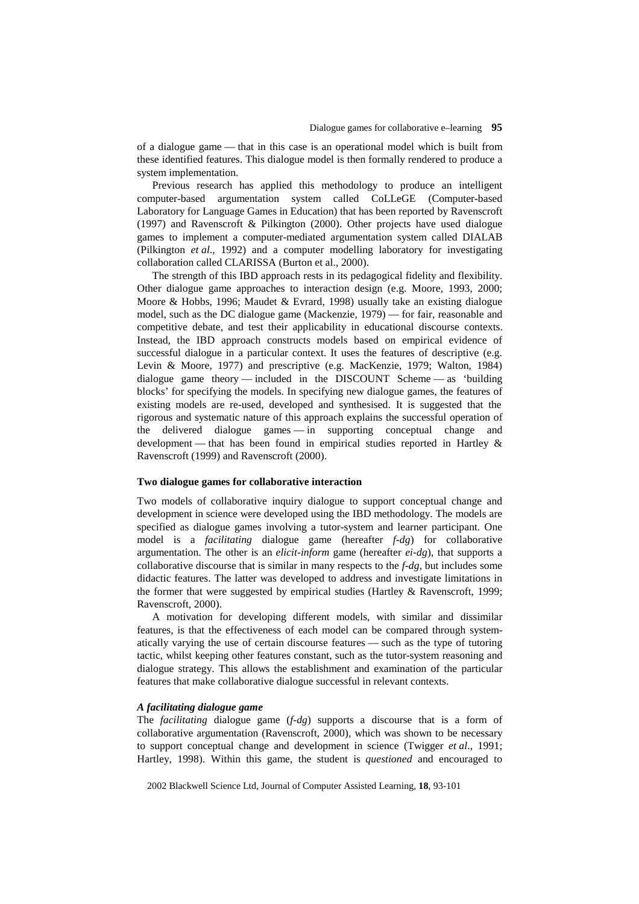of a dialogue game — that in this case is an operational model which is built from these identified features. This dialogue model is then formally rendered to produce a system implementation.

Previous research has applied this methodology to produce an intelligent computer-based argumentation system called CoLLeGE (Computer-based Laboratory for Language Games in Education) that has been reported by Ravenscroft (1997) and Ravenscroft & Pilkington (2000). Other projects have used dialogue games to implement a computer-mediated argumentation system called DIALAB (Pilkington *et al*., 1992) and a computer modelling laboratory for investigating collaboration called CLARISSA (Burton et al., 2000).

The strength of this IBD approach rests in its pedagogical fidelity and flexibility. Other dialogue game approaches to interaction design (e.g. Moore, 1993, 2000; Moore & Hobbs, 1996; Maudet & Evrard, 1998) usually take an existing dialogue model, such as the DC dialogue game (Mackenzie, 1979) — for fair, reasonable and competitive debate, and test their applicability in educational discourse contexts. Instead, the IBD approach constructs models based on empirical evidence of successful dialogue in a particular context. It uses the features of descriptive (e.g. Levin & Moore, 1977) and prescriptive (e.g. MacKenzie, 1979; Walton, 1984) dialogue game theory — included in the DISCOUNT Scheme — as 'building blocks' for specifying the models. In specifying new dialogue games, the features of existing models are re-used, developed and synthesised. It is suggested that the rigorous and systematic nature of this approach explains the successful operation of the delivered dialogue games — in supporting conceptual change and development — that has been found in empirical studies reported in Hartley & Ravenscroft (1999) and Ravenscroft (2000).

### Two dialogue games for collaborative interaction

Two models of collaborative inquiry dialogue to support conceptual change and development in science were developed using the IBD methodology. The models are specified as dialogue games involving a tutor-system and learner participant. One model is a *facilitating* dialogue game (hereafter *f-dg*) for collaborative argumentation. The other is an *elicit-inform* game (hereafter *ei-dg*), that supports a collaborative discourse that is similar in many respects to the *f-dg*, but includes some didactic features. The latter was developed to address and investigate limitations in the former that were suggested by empirical studies (Hartley & Ravenscroft, 1999; Ravenscroft, 2000).

A motivation for developing different models, with similar and dissimilar features, is that the effectiveness of each model can be compared through systematically varying the use of certain discourse features — such as the type of tutoring tactic, whilst keeping other features constant, such as the tutor-system reasoning and dialogue strategy. This allows the establishment and examination of the particular features that make collaborative dialogue successful in relevant contexts.

#### *A facilitating dialogue game*

The *facilitating* dialogue game (*f-dg*) supports a discourse that is a form of collaborative argumentation (Ravenscroft, 2000), which was shown to be necessary to support conceptual change and development in science (Twigger *et al*., 1991; Hartley, 1998). Within this game, the student is *questioned* and encouraged to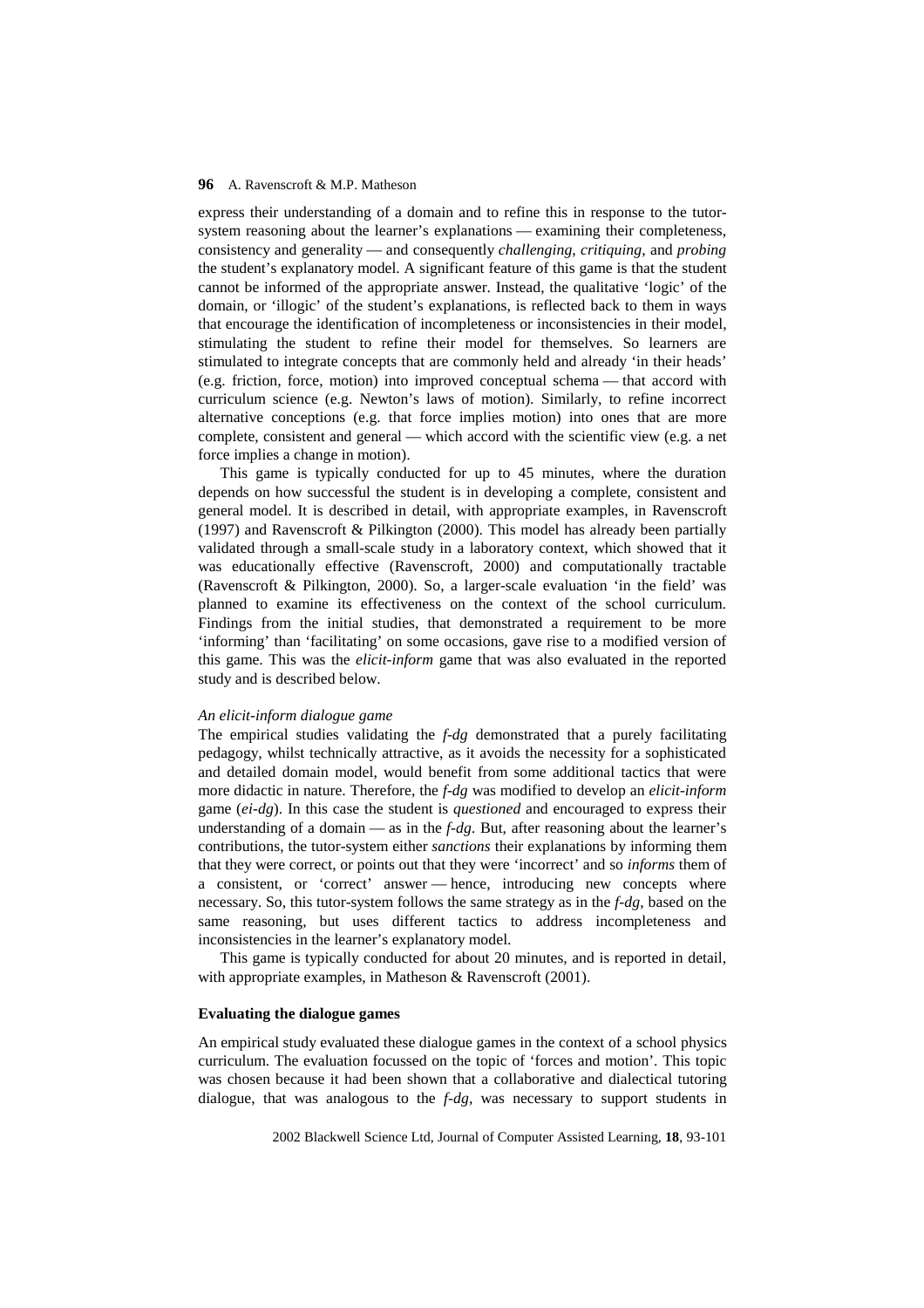express their understanding of a domain and to refine this in response to the tutor-system reasoning about the learner's explanations — examining their completeness, consistency and generality — and consequently *challenging*, *critiquing*, and *probing* the student's explanatory model. A significant feature of this game is that the student cannot be informed of the appropriate answer. Instead, the qualitative 'logic' of the domain, or 'illogic' of the student's explanations, is reflected back to them in ways that encourage the identification of incompleteness or inconsistencies in their model, stimulating the student to refine their model for themselves. So learners are stimulated to integrate concepts that are commonly held and already 'in their heads' (e.g. friction, force, motion) into improved conceptual schema — that accord with curriculum science (e.g. Newton's laws of motion). Similarly, to refine incorrect alternative conceptions (e.g. that force implies motion) into ones that are more complete, consistent and general — which accord with the scientific view (e.g. a net force implies a change in motion).

This game is typically conducted for up to 45 minutes, where the duration depends on how successful the student is in developing a complete, consistent and general model. It is described in detail, with appropriate examples, in Ravenscroft (1997) and Ravenscroft & Pilkington (2000). This model has already been partially validated through a small-scale study in a laboratory context, which showed that it was educationally effective (Ravenscroft, 2000) and computationally tractable (Ravenscroft & Pilkington, 2000). So, a larger-scale evaluation 'in the field' was planned to examine its effectiveness on the context of the school curriculum. Findings from the initial studies, that demonstrated a requirement to be more 'informing' than 'facilitating' on some occasions, gave rise to a modified version of this game. This was the *elicit-inform* game that was also evaluated in the reported study and is described below.

*An elicit-inform dialogue game*

The empirical studies validating the *f-dg* demonstrated that a purely facilitating pedagogy, whilst technically attractive, as it avoids the necessity for a sophisticated and detailed domain model, would benefit from some additional tactics that were more didactic in nature. Therefore, the *f-dg* was modified to develop an *elicit-inform* game (*ei-dg*). In this case the student is *questioned* and encouraged to express their understanding of a domain — as in the *f-dg*. But, after reasoning about the learner's contributions, the tutor-system either *sanctions* their explanations by informing them that they were correct, or points out that they were 'incorrect' and so *informs* them of a consistent, or 'correct' answer — hence, introducing new concepts where necessary. So, this tutor-system follows the same strategy as in the *f-dg*, based on the same reasoning, but uses different tactics to address incompleteness and inconsistencies in the learner's explanatory model.

This game is typically conducted for about 20 minutes, and is reported in detail, with appropriate examples, in Matheson & Ravenscroft (2001).

## Evaluating the dialogue games

An empirical study evaluated these dialogue games in the context of a school physics curriculum. The evaluation focussed on the topic of 'forces and motion'. This topic was chosen because it had been shown that a collaborative and dialectical tutoring dialogue, that was analogous to the *f-dg*, was necessary to support students in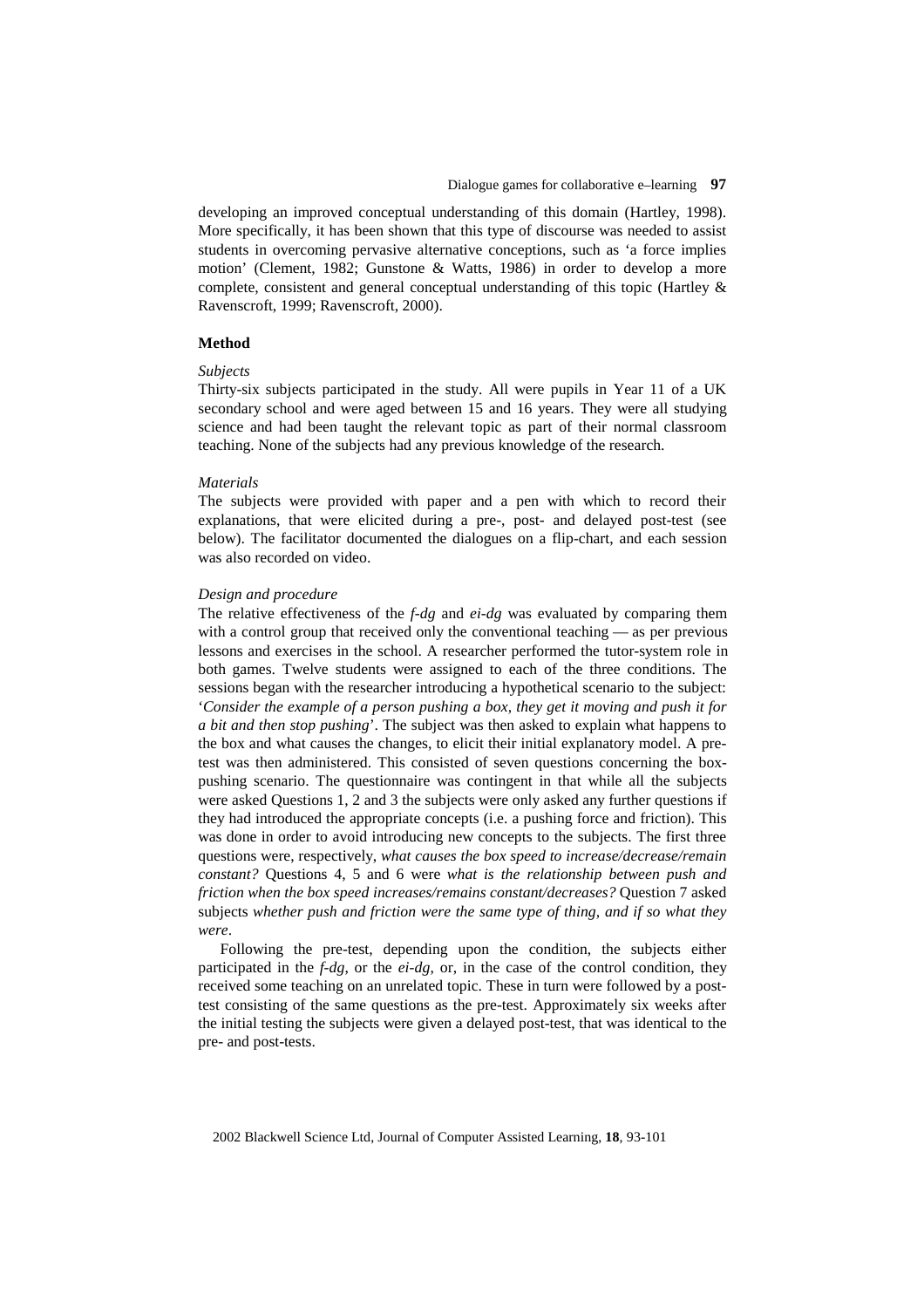developing an improved conceptual understanding of this domain (Hartley, 1998). More specifically, it has been shown that this type of discourse was needed to assist students in overcoming pervasive alternative conceptions, such as 'a force implies motion' (Clement, 1982; Gunstone & Watts, 1986) in order to develop a more complete, consistent and general conceptual understanding of this topic (Hartley & Ravenscroft, 1999; Ravenscroft, 2000).

## Method

### *Subjects*

Thirty-six subjects participated in the study. All were pupils in Year 11 of a UK secondary school and were aged between 15 and 16 years. They were all studying science and had been taught the relevant topic as part of their normal classroom teaching. None of the subjects had any previous knowledge of the research.

### *Materials*

The subjects were provided with paper and a pen with which to record their explanations, that were elicited during a pre-, post- and delayed post-test (see below). The facilitator documented the dialogues on a flip-chart, and each session was also recorded on video.

### *Design and procedure*

The relative effectiveness of the *f-dg* and *ei-dg* was evaluated by comparing them with a control group that received only the conventional teaching — as per previous lessons and exercises in the school. A researcher performed the tutor-system role in both games. Twelve students were assigned to each of the three conditions. The sessions began with the researcher introducing a hypothetical scenario to the subject: '*Consider the example of a person pushing a box, they get it moving and push it for a bit and then stop pushing*'. The subject was then asked to explain what happens to the box and what causes the changes, to elicit their initial explanatory model. A pre-test was then administered. This consisted of seven questions concerning the box-pushing scenario. The questionnaire was contingent in that while all the subjects were asked Questions 1, 2 and 3 the subjects were only asked any further questions if they had introduced the appropriate concepts (i.e. a pushing force and friction). This was done in order to avoid introducing new concepts to the subjects. The first three questions were, respectively, *what causes the box speed to increase/decrease/remain constant?* Questions 4, 5 and 6 were *what is the relationship between push and friction when the box speed increases/remains constant/decreases?* Question 7 asked subjects *whether push and friction were the same type of thing, and if so what they were*.

Following the pre-test, depending upon the condition, the subjects either participated in the *f-dg*, or the *ei-dg*, or, in the case of the control condition, they received some teaching on an unrelated topic. These in turn were followed by a post-test consisting of the same questions as the pre-test. Approximately six weeks after the initial testing the subjects were given a delayed post-test, that was identical to the pre- and post-tests.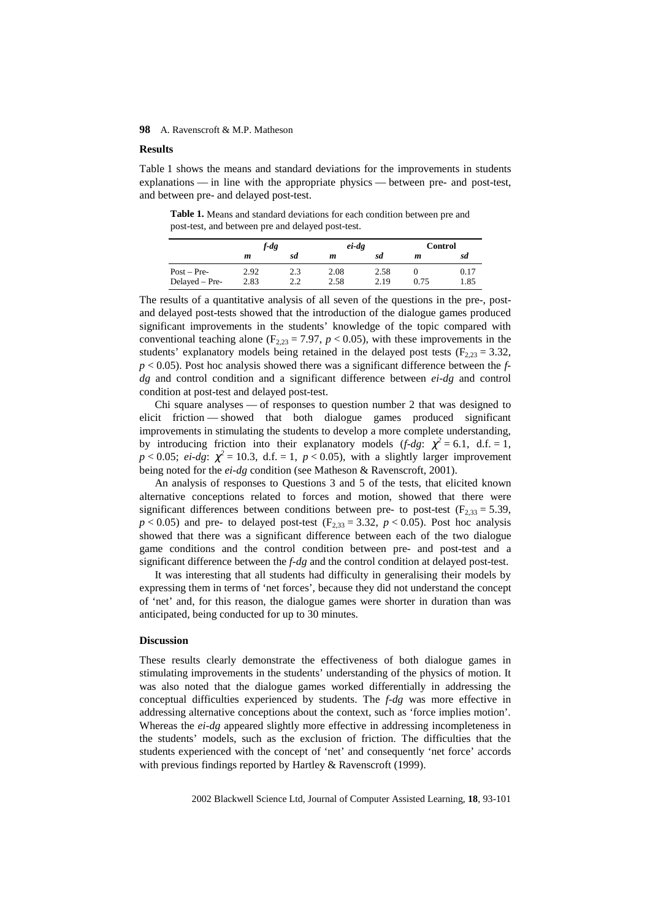## Results

Table 1 shows the means and standard deviations for the improvements in students explanations — in line with the appropriate physics — between pre- and post-test, and between pre- and delayed post-test.

**Table 1.** Means and standard deviations for each condition between pre and post-test, and between pre and delayed post-test.

| | *f-dg* | | *ei-dg* | | Control | |
|---|---|---|---|---|---|---|
| | ***m*** | ***sd*** | ***m*** | ***sd*** | ***m*** | ***sd*** |
| Post – Pre- | 2.92 | 2.3 | 2.08 | 2.58 | 0 | 0.17 |
| Delayed – Pre- | 2.83 | 2.2 | 2.58 | 2.19 | 0.75 | 1.85 |

The results of a quantitative analysis of all seven of the questions in the pre-, post- and delayed post-tests showed that the introduction of the dialogue games produced significant improvements in the students' knowledge of the topic compared with conventional teaching alone ($F_{2,23} = 7.97$, $p < 0.05$), with these improvements in the students' explanatory models being retained in the delayed post tests ($F_{2,23} = 3.32$, $p < 0.05$). Post hoc analysis showed there was a significant difference between the *f-dg* and control condition and a significant difference between *ei-dg* and control condition at post-test and delayed post-test.

Chi square analyses — of responses to question number 2 that was designed to elicit friction — showed that both dialogue games produced significant improvements in stimulating the students to develop a more complete understanding, by introducing friction into their explanatory models (*f-dg*: $\chi^2 = 6.1$, d.f. = 1, $p < 0.05$; *ei-dg*: $\chi^2 = 10.3$, d.f. = 1, $p < 0.05$), with a slightly larger improvement being noted for the *ei-dg* condition (see Matheson & Ravenscroft, 2001).

An analysis of responses to Questions 3 and 5 of the tests, that elicited known alternative conceptions related to forces and motion, showed that there were significant differences between conditions between pre- to post-test ($F_{2,33} = 5.39$, $p < 0.05$) and pre- to delayed post-test ($F_{2,33} = 3.32$, $p < 0.05$). Post hoc analysis showed that there was a significant difference between each of the two dialogue game conditions and the control condition between pre- and post-test and a significant difference between the *f-dg* and the control condition at delayed post-test.

It was interesting that all students had difficulty in generalising their models by expressing them in terms of 'net forces', because they did not understand the concept of 'net' and, for this reason, the dialogue games were shorter in duration than was anticipated, being conducted for up to 30 minutes.

## Discussion

These results clearly demonstrate the effectiveness of both dialogue games in stimulating improvements in the students' understanding of the physics of motion. It was also noted that the dialogue games worked differentially in addressing the conceptual difficulties experienced by students. The *f-dg* was more effective in addressing alternative conceptions about the context, such as 'force implies motion'. Whereas the *ei-dg* appeared slightly more effective in addressing incompleteness in the students' models, such as the exclusion of friction. The difficulties that the students experienced with the concept of 'net' and consequently 'net force' accords with previous findings reported by Hartley & Ravenscroft (1999).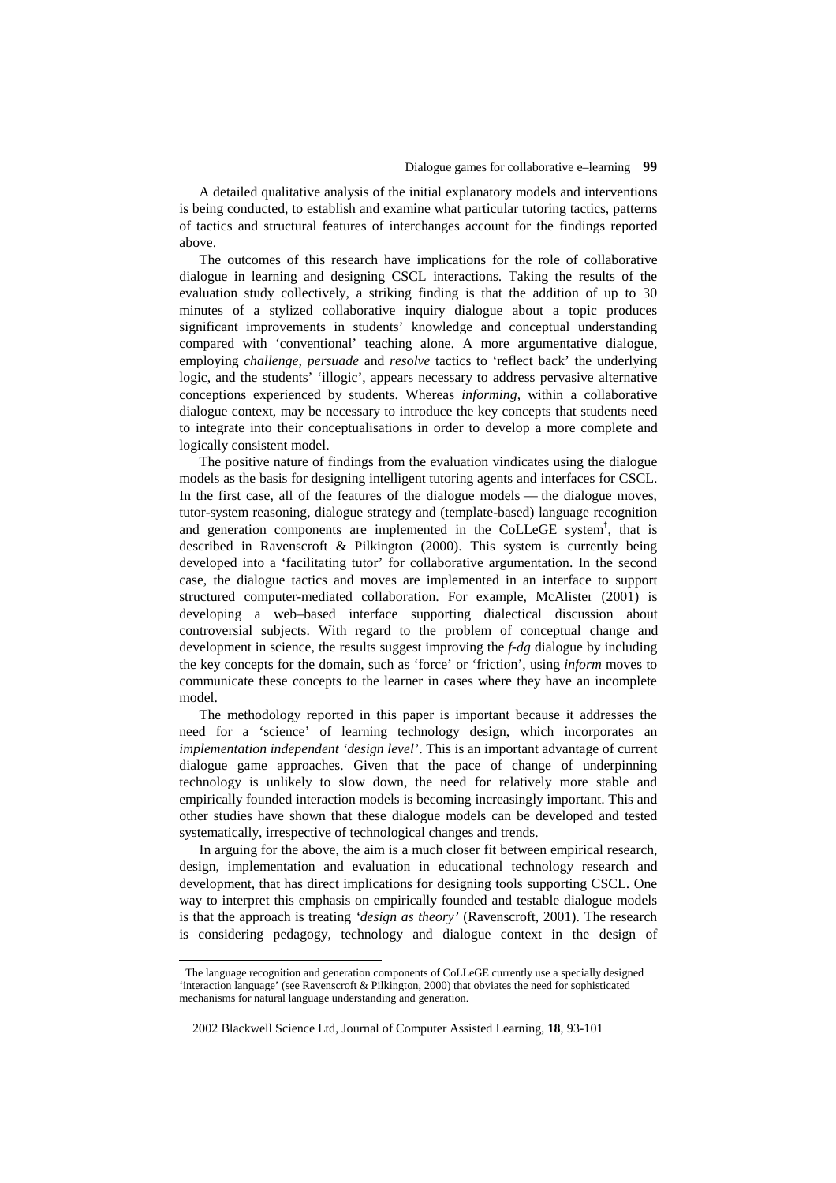A detailed qualitative analysis of the initial explanatory models and interventions is being conducted, to establish and examine what particular tutoring tactics, patterns of tactics and structural features of interchanges account for the findings reported above.

The outcomes of this research have implications for the role of collaborative dialogue in learning and designing CSCL interactions. Taking the results of the evaluation study collectively, a striking finding is that the addition of up to 30 minutes of a stylized collaborative inquiry dialogue about a topic produces significant improvements in students' knowledge and conceptual understanding compared with 'conventional' teaching alone. A more argumentative dialogue, employing *challenge*, *persuade* and *resolve* tactics to 'reflect back' the underlying logic, and the students' 'illogic', appears necessary to address pervasive alternative conceptions experienced by students. Whereas *informing*, within a collaborative dialogue context, may be necessary to introduce the key concepts that students need to integrate into their conceptualisations in order to develop a more complete and logically consistent model.

The positive nature of findings from the evaluation vindicates using the dialogue models as the basis for designing intelligent tutoring agents and interfaces for CSCL. In the first case, all of the features of the dialogue models — the dialogue moves, tutor-system reasoning, dialogue strategy and (template-based) language recognition and generation components are implemented in the CoLLeGE system[†], that is described in Ravenscroft & Pilkington (2000). This system is currently being developed into a 'facilitating tutor' for collaborative argumentation. In the second case, the dialogue tactics and moves are implemented in an interface to support structured computer-mediated collaboration. For example, McAlister (2001) is developing a web–based interface supporting dialectical discussion about controversial subjects. With regard to the problem of conceptual change and development in science, the results suggest improving the *f-dg* dialogue by including the key concepts for the domain, such as 'force' or 'friction', using *inform* moves to communicate these concepts to the learner in cases where they have an incomplete model.

The methodology reported in this paper is important because it addresses the need for a 'science' of learning technology design, which incorporates an *implementation independent* '*design level*'. This is an important advantage of current dialogue game approaches. Given that the pace of change of underpinning technology is unlikely to slow down, the need for relatively more stable and empirically founded interaction models is becoming increasingly important. This and other studies have shown that these dialogue models can be developed and tested systematically, irrespective of technological changes and trends.

In arguing for the above, the aim is a much closer fit between empirical research, design, implementation and evaluation in educational technology research and development, that has direct implications for designing tools supporting CSCL. One way to interpret this emphasis on empirically founded and testable dialogue models is that the approach is treating *'design as theory'* (Ravenscroft, 2001). The research is considering pedagogy, technology and dialogue context in the design of

---

[†] The language recognition and generation components of CoLLeGE currently use a specially designed 'interaction language' (see Ravenscroft & Pilkington, 2000) that obviates the need for sophisticated mechanisms for natural language understanding and generation.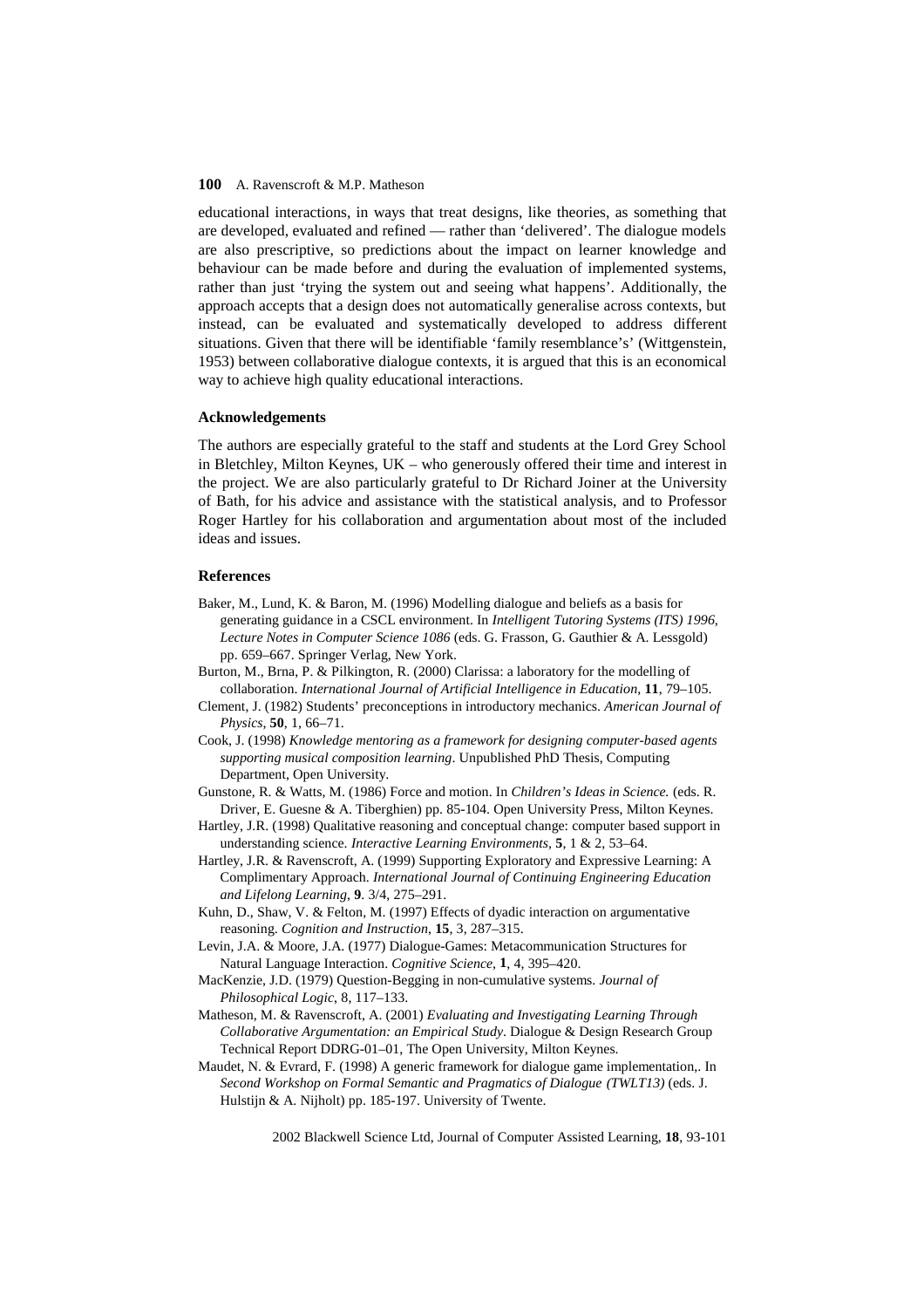educational interactions, in ways that treat designs, like theories, as something that are developed, evaluated and refined — rather than 'delivered'. The dialogue models are also prescriptive, so predictions about the impact on learner knowledge and behaviour can be made before and during the evaluation of implemented systems, rather than just 'trying the system out and seeing what happens'. Additionally, the approach accepts that a design does not automatically generalise across contexts, but instead, can be evaluated and systematically developed to address different situations. Given that there will be identifiable 'family resemblance's' (Wittgenstein, 1953) between collaborative dialogue contexts, it is argued that this is an economical way to achieve high quality educational interactions.

### Acknowledgements

The authors are especially grateful to the staff and students at the Lord Grey School in Bletchley, Milton Keynes, UK – who generously offered their time and interest in the project. We are also particularly grateful to Dr Richard Joiner at the University of Bath, for his advice and assistance with the statistical analysis, and to Professor Roger Hartley for his collaboration and argumentation about most of the included ideas and issues.

### References

Baker, M., Lund, K. & Baron, M. (1996) Modelling dialogue and beliefs as a basis for generating guidance in a CSCL environment. In *Intelligent Tutoring Systems (ITS) 1996, Lecture Notes in Computer Science 1086* (eds. G. Frasson, G. Gauthier & A. Lessgold) pp. 659–667. Springer Verlag, New York.

Burton, M., Brna, P. & Pilkington, R. (2000) Clarissa: a laboratory for the modelling of collaboration. *International Journal of Artificial Intelligence in Education*, **11**, 79–105.

Clement, J. (1982) Students' preconceptions in introductory mechanics. *American Journal of Physics*, **50**, 1, 66–71.

Cook, J. (1998) *Knowledge mentoring as a framework for designing computer-based agents supporting musical composition learning*. Unpublished PhD Thesis, Computing Department, Open University.

Gunstone, R. & Watts, M. (1986) Force and motion. In *Children's Ideas in Science.* (eds. R. Driver, E. Guesne & A. Tiberghien) pp. 85-104. Open University Press, Milton Keynes.

Hartley, J.R. (1998) Qualitative reasoning and conceptual change: computer based support in understanding science. *Interactive Learning Environments*, **5**, 1 & 2, 53–64.

Hartley, J.R. & Ravenscroft, A. (1999) Supporting Exploratory and Expressive Learning: A Complimentary Approach. *International Journal of Continuing Engineering Education and Lifelong Learning*, **9**. 3/4, 275–291.

Kuhn, D., Shaw, V. & Felton, M. (1997) Effects of dyadic interaction on argumentative reasoning. *Cognition and Instruction*, **15**, 3, 287–315.

Levin, J.A. & Moore, J.A. (1977) Dialogue-Games: Metacommunication Structures for Natural Language Interaction. *Cognitive Science*, **1**, 4, 395–420.

MacKenzie, J.D. (1979) Question-Begging in non-cumulative systems. *Journal of Philosophical Logic*, 8, 117–133.

Matheson, M. & Ravenscroft, A. (2001) *Evaluating and Investigating Learning Through Collaborative Argumentation: an Empirical Study*. Dialogue & Design Research Group Technical Report DDRG-01–01, The Open University, Milton Keynes.

Maudet, N. & Evrard, F. (1998) A generic framework for dialogue game implementation,. In *Second Workshop on Formal Semantic and Pragmatics of Dialogue (TWLT13)* (eds. J. Hulstijn & A. Nijholt) pp. 185-197. University of Twente.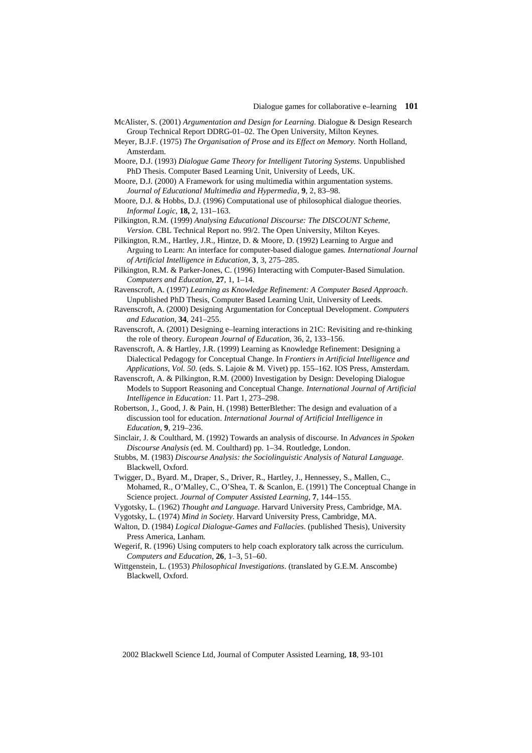McAlister, S. (2001) *Argumentation and Design for Learning*. Dialogue & Design Research Group Technical Report DDRG-01–02. The Open University, Milton Keynes.

Meyer, B.J.F. (1975) *The Organisation of Prose and its Effect on Memory.* North Holland, Amsterdam.

Moore, D.J. (1993) *Dialogue Game Theory for Intelligent Tutoring Systems*. Unpublished PhD Thesis. Computer Based Learning Unit, University of Leeds, UK.

Moore, D.J. (2000) A Framework for using multimedia within argumentation systems. *Journal of Educational Multimedia and Hypermedia*, **9**, 2, 83–98.

Moore, D.J. & Hobbs, D.J. (1996) Computational use of philosophical dialogue theories. *Informal Logic*, **18,** 2, 131–163.

Pilkington, R.M. (1999) *Analysing Educational Discourse: The DISCOUNT Scheme, Version.* CBL Technical Report no. 99/2. The Open University, Milton Keyes.

Pilkington, R.M., Hartley, J.R., Hintze, D. & Moore, D. (1992) Learning to Argue and Arguing to Learn: An interface for computer-based dialogue games*. International Journal of Artificial Intelligence in Education*, **3**, 3, 275–285.

Pilkington, R.M. & Parker-Jones, C. (1996) Interacting with Computer-Based Simulation. *Computers and Education*, **27**, 1, 1–14.

Ravenscroft, A. (1997) *Learning as Knowledge Refinement: A Computer Based Approach*. Unpublished PhD Thesis, Computer Based Learning Unit, University of Leeds.

Ravenscroft, A. (2000) Designing Argumentation for Conceptual Development. *Computers and Education*, **34**, 241–255.

Ravenscroft, A. (2001) Designing e–learning interactions in 21C: Revisiting and re-thinking the role of theory. *European Journal of Education*, 36, 2, 133–156.

Ravenscroft, A. & Hartley, J.R. (1999) Learning as Knowledge Refinement: Designing a Dialectical Pedagogy for Conceptual Change. In *Frontiers in Artificial Intelligence and Applications, Vol. 50*. (eds. S. Lajoie & M. Vivet) pp. 155–162. IOS Press, Amsterdam.

Ravenscroft, A. & Pilkington, R.M. (2000) Investigation by Design: Developing Dialogue Models to Support Reasoning and Conceptual Change. *International Journal of Artificial Intelligence in Education:* 11. Part 1, 273–298.

Robertson, J., Good, J. & Pain, H. (1998) BetterBlether: The design and evaluation of a discussion tool for education. *International Journal of Artificial Intelligence in Education*, **9**, 219–236.

Sinclair, J. & Coulthard, M. (1992) Towards an analysis of discourse. In *Advances in Spoken Discourse Analysis* (ed. M. Coulthard) pp. 1–34. Routledge, London.

Stubbs, M. (1983) *Discourse Analysis: the Sociolinguistic Analysis of Natural Language*. Blackwell, Oxford.

Twigger, D., Byard. M., Draper, S., Driver, R., Hartley, J., Hennessey, S., Mallen, C., Mohamed, R., O'Malley, C., O'Shea, T. & Scanlon, E. (1991) The Conceptual Change in Science project. *Journal of Computer Assisted Learning*, **7**, 144–155.

Vygotsky, L. (1962) *Thought and Language*. Harvard University Press, Cambridge, MA.

Vygotsky, L. (1974) *Mind in Society*. Harvard University Press, Cambridge, MA.

Walton, D. (1984) *Logical Dialogue-Games and Fallacies*. (published Thesis), University Press America, Lanham.

Wegerif, R. (1996) Using computers to help coach exploratory talk across the curriculum. *Computers and Education*, **26**, 1–3, 51–60.

Wittgenstein, L. (1953) *Philosophical Investigations*. (translated by G.E.M. Anscombe) Blackwell, Oxford.